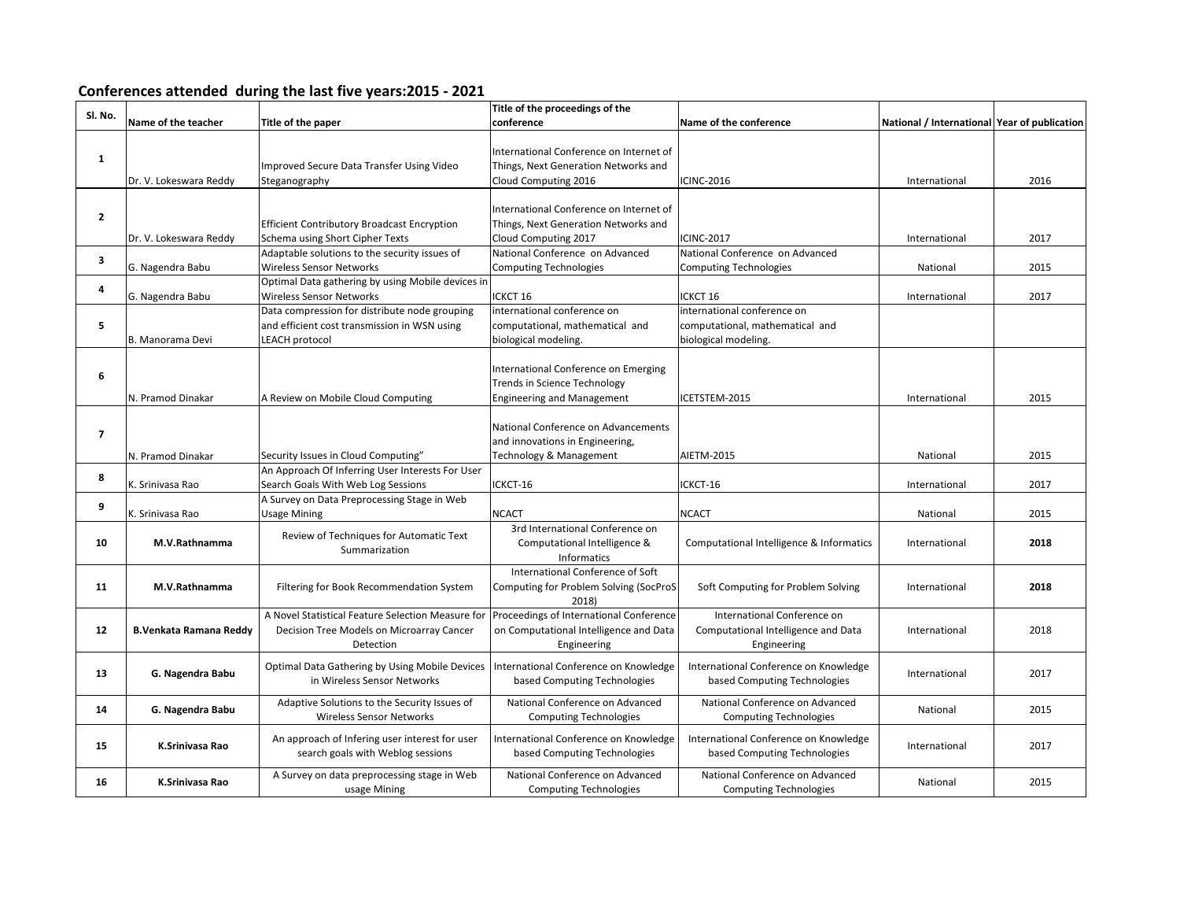## Conferences attended during the last five years:2015 - 2021

| Sl. No. | Name of the teacher | Title of the paper | Title of the proceedings of the conference | Name of the conference | National / International | Year of publication |
|---|---|---|---|---|---|---|
| 1 | Dr. V. Lokeswara Reddy | Improved Secure Data Transfer Using Video Steganography | International Conference on Internet of Things, Next Generation Networks and Cloud Computing 2016 | ICINC-2016 | International | 2016 |
| 2 | Dr. V. Lokeswara Reddy | Efficient Contributory Broadcast Encryption Schema using Short Cipher Texts | International Conference on Internet of Things, Next Generation Networks and Cloud Computing 2017 | ICINC-2017 | International | 2017 |
| 3 | G. Nagendra Babu | Adaptable solutions to the security issues of Wireless Sensor Networks | National Conference on Advanced Computing Technologies | National Conference on Advanced Computing Technologies | National | 2015 |
| 4 | G. Nagendra Babu | Optimal Data gathering by using Mobile devices in Wireless Sensor Networks | ICKCT 16 | ICKCT 16 | International | 2017 |
| 5 | B. Manorama Devi | Data compression for distribute node grouping and efficient cost transmission in WSN using LEACH protocol | international conference on computational, mathematical and biological modeling. | international conference on computational, mathematical and biological modeling. | | |
| 6 | N. Pramod Dinakar | A Review on Mobile Cloud Computing | International Conference on Emerging Trends in Science Technology Engineering and Management | ICETSTEM-2015 | International | 2015 |
| 7 | N. Pramod Dinakar | Security Issues in Cloud Computing" | National Conference on Advancements and innovations in Engineering, Technology & Management | AIETM-2015 | National | 2015 |
| 8 | K. Srinivasa Rao | An Approach Of Inferring User Interests For User Search Goals With Web Log Sessions | ICKCT-16 | ICKCT-16 | International | 2017 |
| 9 | K. Srinivasa Rao | A Survey on Data Preprocessing Stage in Web Usage Mining | NCACT | NCACT | National | 2015 |
| 10 | **M.V.Rathnamma** | Review of Techniques for Automatic Text Summarization | 3rd International Conference on Computational Intelligence & Informatics | Computational Intelligence & Informatics | International | **2018** |
| 11 | **M.V.Rathnamma** | Filtering for Book Recommendation System | International Conference of Soft Computing for Problem Solving (SocProS 2018) | Soft Computing for Problem Solving | International | **2018** |
| 12 | **B.Venkata Ramana Reddy** | A Novel Statistical Feature Selection Measure for Decision Tree Models on Microarray Cancer Detection | Proceedings of International Conference on Computational Intelligence and Data Engineering | International Conference on Computational Intelligence and Data Engineering | International | 2018 |
| 13 | **G. Nagendra Babu** | Optimal Data Gathering by Using Mobile Devices in Wireless Sensor Networks | International Conference on Knowledge based Computing Technologies | International Conference on Knowledge based Computing Technologies | International | 2017 |
| 14 | **G. Nagendra Babu** | Adaptive Solutions to the Security Issues of Wireless Sensor Networks | National Conference on Advanced Computing Technologies | National Conference on Advanced Computing Technologies | National | 2015 |
| 15 | **K.Srinivasa Rao** | An approach of Infering user interest for user search goals with Weblog sessions | International Conference on Knowledge based Computing Technologies | International Conference on Knowledge based Computing Technologies | International | 2017 |
| 16 | **K.Srinivasa Rao** | A Survey on data preprocessing stage in Web usage Mining | National Conference on Advanced Computing Technologies | National Conference on Advanced Computing Technologies | National | 2015 |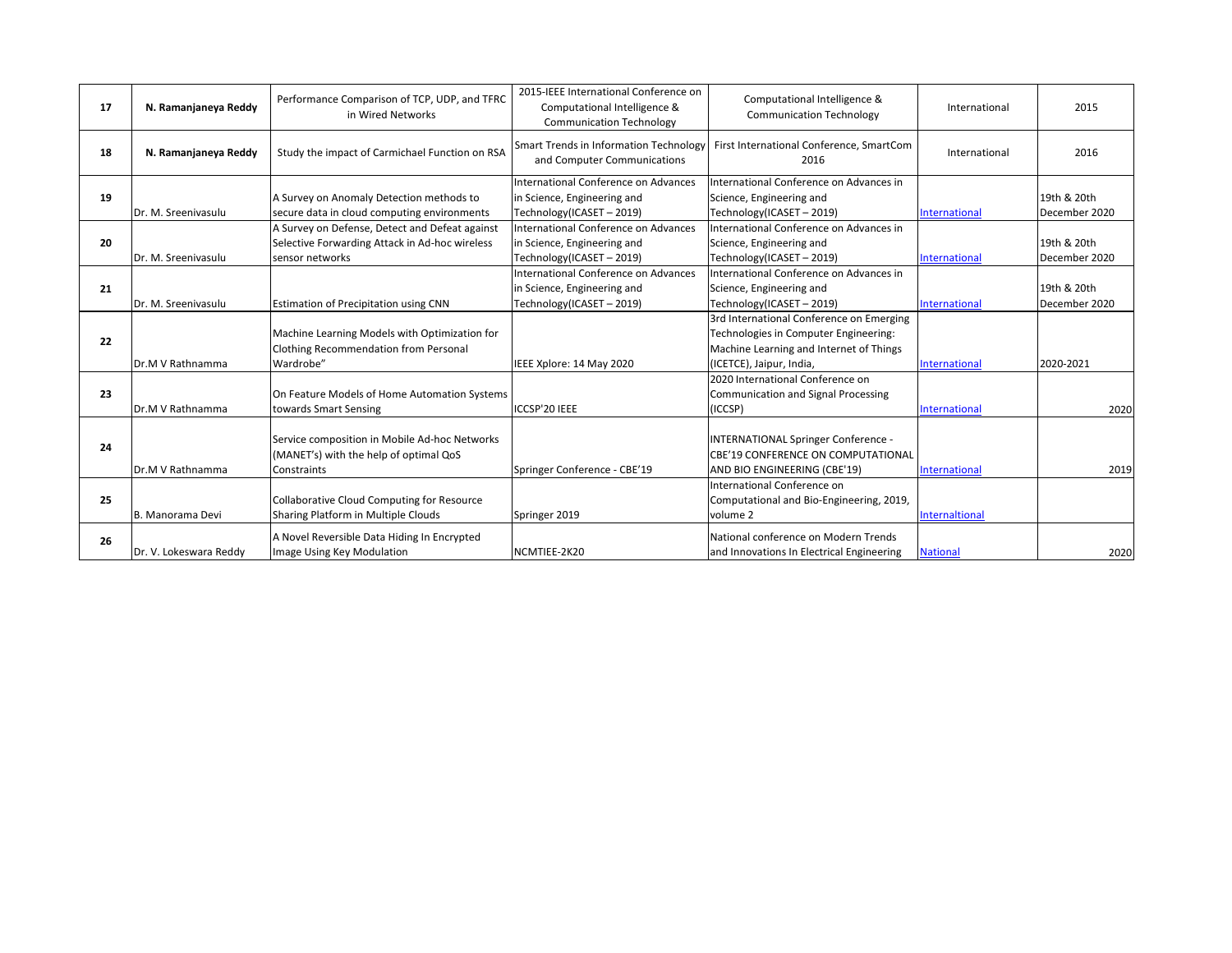| | | | | | | |
|---|---|---|---|---|---|---|
| **17** | **N. Ramanjaneya Reddy** | Performance Comparison of TCP, UDP, and TFRC in Wired Networks | 2015-IEEE International Conference on Computational Intelligence & Communication Technology | Computational Intelligence & Communication Technology | International | 2015 |
| **18** | **N. Ramanjaneya Reddy** | Study the impact of Carmichael Function on RSA | Smart Trends in Information Technology and Computer Communications | First International Conference, SmartCom 2016 | International | 2016 |
| **19** | Dr. M. Sreenivasulu | A Survey on Anomaly Detection methods to secure data in cloud computing environments | International Conference on Advances in Science, Engineering and Technology(ICASET – 2019) | International Conference on Advances in Science, Engineering and Technology(ICASET – 2019) | International | 19th & 20th December 2020 |
| **20** | Dr. M. Sreenivasulu | A Survey on Defense, Detect and Defeat against Selective Forwarding Attack in Ad-hoc wireless sensor networks | International Conference on Advances in Science, Engineering and Technology(ICASET – 2019) | International Conference on Advances in Science, Engineering and Technology(ICASET – 2019) | International | 19th & 20th December 2020 |
| **21** | Dr. M. Sreenivasulu | Estimation of Precipitation using CNN | International Conference on Advances in Science, Engineering and Technology(ICASET – 2019) | International Conference on Advances in Science, Engineering and Technology(ICASET – 2019) | International | 19th & 20th December 2020 |
| **22** | Dr.M V Rathnamma | Machine Learning Models with Optimization for Clothing Recommendation from Personal Wardrobe" | IEEE Xplore: 14 May 2020 | 3rd International Conference on Emerging Technologies in Computer Engineering: Machine Learning and Internet of Things (ICETCE), Jaipur, India, | International | 2020-2021 |
| **23** | Dr.M V Rathnamma | On Feature Models of Home Automation Systems towards Smart Sensing | ICCSP'20 IEEE | 2020 International Conference on Communication and Signal Processing (ICCSP) | International | 2020 |
| **24** | Dr.M V Rathnamma | Service composition in Mobile Ad-hoc Networks (MANET's) with the help of optimal QoS Constraints | Springer Conference - CBE'19 | INTERNATIONAL Springer Conference - CBE'19 CONFERENCE ON COMPUTATIONAL AND BIO ENGINEERING (CBE'19) | International | 2019 |
| **25** | B. Manorama Devi | Collaborative Cloud Computing for Resource Sharing Platform in Multiple Clouds | Springer 2019 | International Conference on Computational and Bio-Engineering, 2019, volume 2 | Internaltional | |
| **26** | Dr. V. Lokeswara Reddy | A Novel Reversible Data Hiding In Encrypted Image Using Key Modulation | NCMTIEE-2K20 | National conference on Modern Trends and Innovations In Electrical Engineering | National | 2020 |